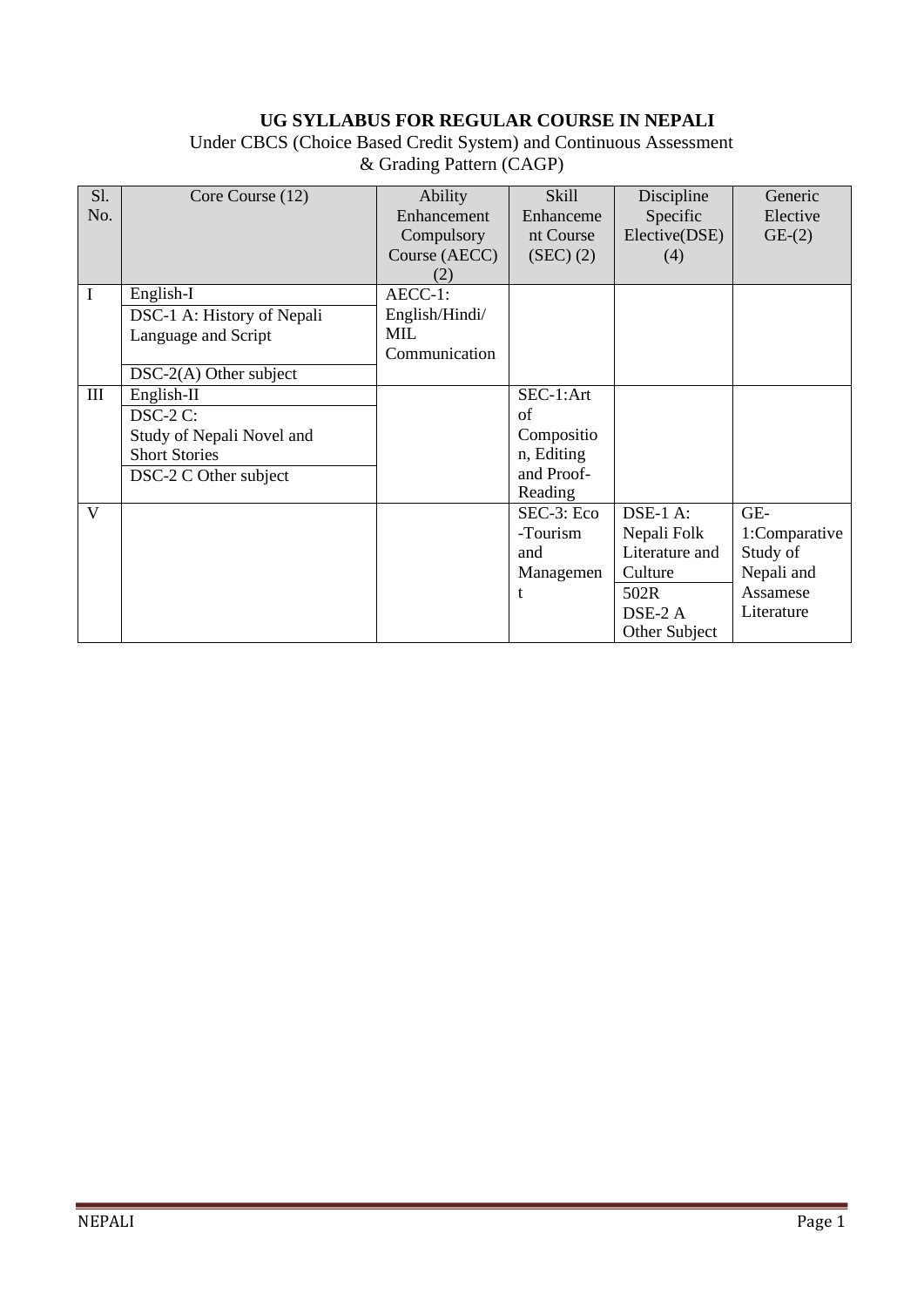**UG SYLLABUS FOR REGULAR COURSE IN NEPALI**

Under CBCS (Choice Based Credit System) and Continuous Assessment & Grading Pattern (CAGP)

| Sl. No. | Core Course (12) | Ability Enhancement Compulsory Course (AECC) (2) | Skill Enhancement Course (SEC) (2) | Discipline Specific Elective(DSE) (4) | Generic Elective GE-(2) |
|---|---|---|---|---|---|
| I | English-I | AECC-1: English/Hindi/ MIL Communication | | | |
| | DSC-1 A: History of Nepali Language and Script | | | | |
| | DSC-2(A) Other subject | | | | |
| III | English-II | | SEC-1:Art of Composition, Editing and Proof-Reading | | |
| | DSC-2 C: Study of Nepali Novel and Short Stories | | | | |
| | DSC-2 C Other subject | | | | |
| V | | | SEC-3: Eco -Tourism and Management | DSE-1 A: Nepali Folk Literature and Culture | GE-1:Comparative Study of Nepali and Assamese Literature |
| | | | | 502R DSE-2 A Other Subject | |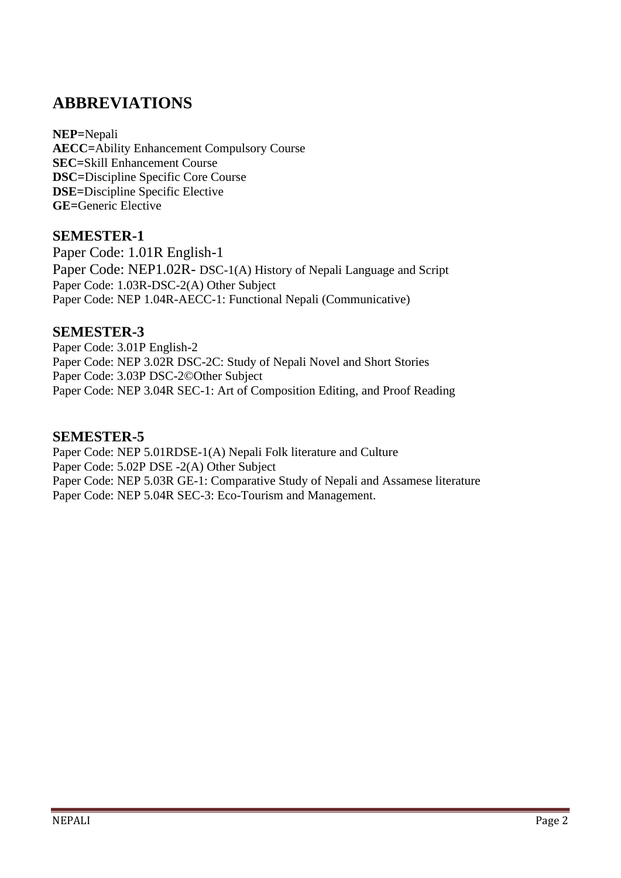## ABBREVIATIONS

**NEP=**Nepali
**AECC=**Ability Enhancement Compulsory Course
**SEC=**Skill Enhancement Course
**DSC=**Discipline Specific Core Course
**DSE=**Discipline Specific Elective
**GE=**Generic Elective

### SEMESTER-1

Paper Code: 1.01R English-1
Paper Code: NEP1.02R- DSC-1(A) History of Nepali Language and Script
Paper Code: 1.03R-DSC-2(A) Other Subject
Paper Code: NEP 1.04R-AECC-1: Functional Nepali (Communicative)

### SEMESTER-3

Paper Code: 3.01P English-2
Paper Code: NEP 3.02R DSC-2C: Study of Nepali Novel and Short Stories
Paper Code: 3.03P DSC-2©Other Subject
Paper Code: NEP 3.04R SEC-1: Art of Composition Editing, and Proof Reading

### SEMESTER-5

Paper Code: NEP 5.01RDSE-1(A) Nepali Folk literature and Culture
Paper Code: 5.02P DSE -2(A) Other Subject
Paper Code: NEP 5.03R GE-1: Comparative Study of Nepali and Assamese literature
Paper Code: NEP 5.04R SEC-3: Eco-Tourism and Management.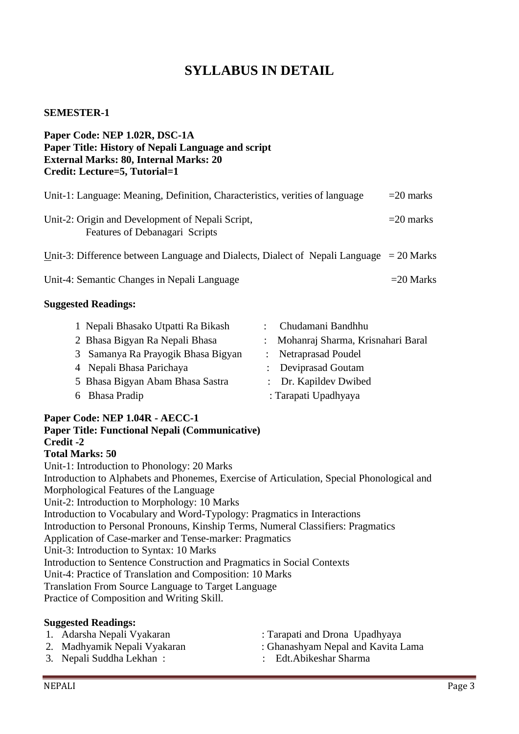# SYLLABUS IN DETAIL

**SEMESTER-1**

**Paper Code: NEP 1.02R, DSC-1A**
**Paper Title: History of Nepali Language and script**
**External Marks: 80, Internal Marks: 20**
**Credit: Lecture=5, Tutorial=1**

Unit-1: Language: Meaning, Definition, Characteristics, verities of language =20 marks

Unit-2: Origin and Development of Nepali Script, Features of Debanagari Scripts =20 marks

Unit-3: Difference between Language and Dialects, Dialect of Nepali Language = 20 Marks

Unit-4: Semantic Changes in Nepali Language =20 Marks

**Suggested Readings:**

1. Nepali Bhasako Utpatti Ra Bikash : Chudamani Bandhhu
2. Bhasa Bigyan Ra Nepali Bhasa : Mohanraj Sharma, Krisnahari Baral
3. Samanya Ra Prayogik Bhasa Bigyan : Netraprasad Poudel
4. Nepali Bhasa Parichaya : Deviprasad Goutam
5. Bhasa Bigyan Abam Bhasa Sastra : Dr. Kapildev Dwibed
6. Bhasa Pradip : Tarapati Upadhyaya

**Paper Code: NEP 1.04R - AECC-1**
**Paper Title: Functional Nepali (Communicative)**
**Credit -2**
**Total Marks: 50**

Unit-1: Introduction to Phonology: 20 Marks
Introduction to Alphabets and Phonemes, Exercise of Articulation, Special Phonological and Morphological Features of the Language
Unit-2: Introduction to Morphology: 10 Marks
Introduction to Vocabulary and Word-Typology: Pragmatics in Interactions
Introduction to Personal Pronouns, Kinship Terms, Numeral Classifiers: Pragmatics
Application of Case-marker and Tense-marker: Pragmatics
Unit-3: Introduction to Syntax: 10 Marks
Introduction to Sentence Construction and Pragmatics in Social Contexts
Unit-4: Practice of Translation and Composition: 10 Marks
Translation From Source Language to Target Language
Practice of Composition and Writing Skill.

**Suggested Readings:**

1. Adarsha Nepali Vyakaran : Tarapati and Drona Upadhyaya
2. Madhyamik Nepali Vyakaran : Ghanashyam Nepal and Kavita Lama
3. Nepali Suddha Lekhan : : Edt.Abikeshar Sharma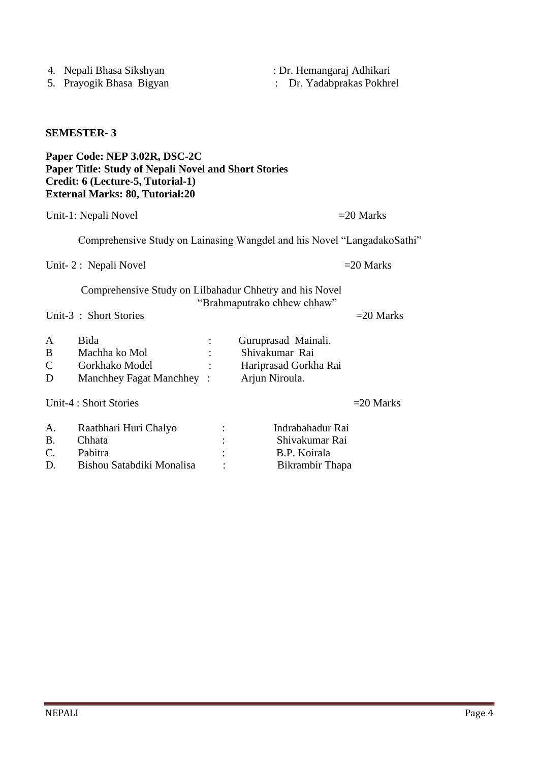4. Nepali Bhasa Sikshyan : Dr. Hemangaraj Adhikari
5. Prayogik Bhasa Bigyan : Dr. Yadabprakas Pokhrel

**SEMESTER- 3**

**Paper Code: NEP 3.02R, DSC-2C**
**Paper Title: Study of Nepali Novel and Short Stories**
**Credit: 6 (Lecture-5, Tutorial-1)**
**External Marks: 80, Tutorial:20**

Unit-1: Nepali Novel =20 Marks

Comprehensive Study on Lainasing Wangdel and his Novel "LangadakoSathi"

Unit- 2 : Nepali Novel =20 Marks

Comprehensive Study on Lilbahadur Chhetry and his Novel "Brahmaputrako chhew chhaw"

Unit-3 : Short Stories =20 Marks

| | | | |
|---|---|---|---|
| A | Bida | : | Guruprasad Mainali. |
| B | Machha ko Mol | : | Shivakumar Rai |
| C | Gorkhako Model | : | Hariprasad Gorkha Rai |
| D | Manchhey Fagat Manchhey | : | Arjun Niroula. |

Unit-4 : Short Stories =20 Marks

| | | | |
|---|---|---|---|
| A. | Raatbhari Huri Chalyo | : | Indrabahadur Rai |
| B. | Chhata | : | Shivakumar Rai |
| C. | Pabitra | : | B.P. Koirala |
| D. | Bishou Satabdiki Monalisa | : | Bikrambir Thapa |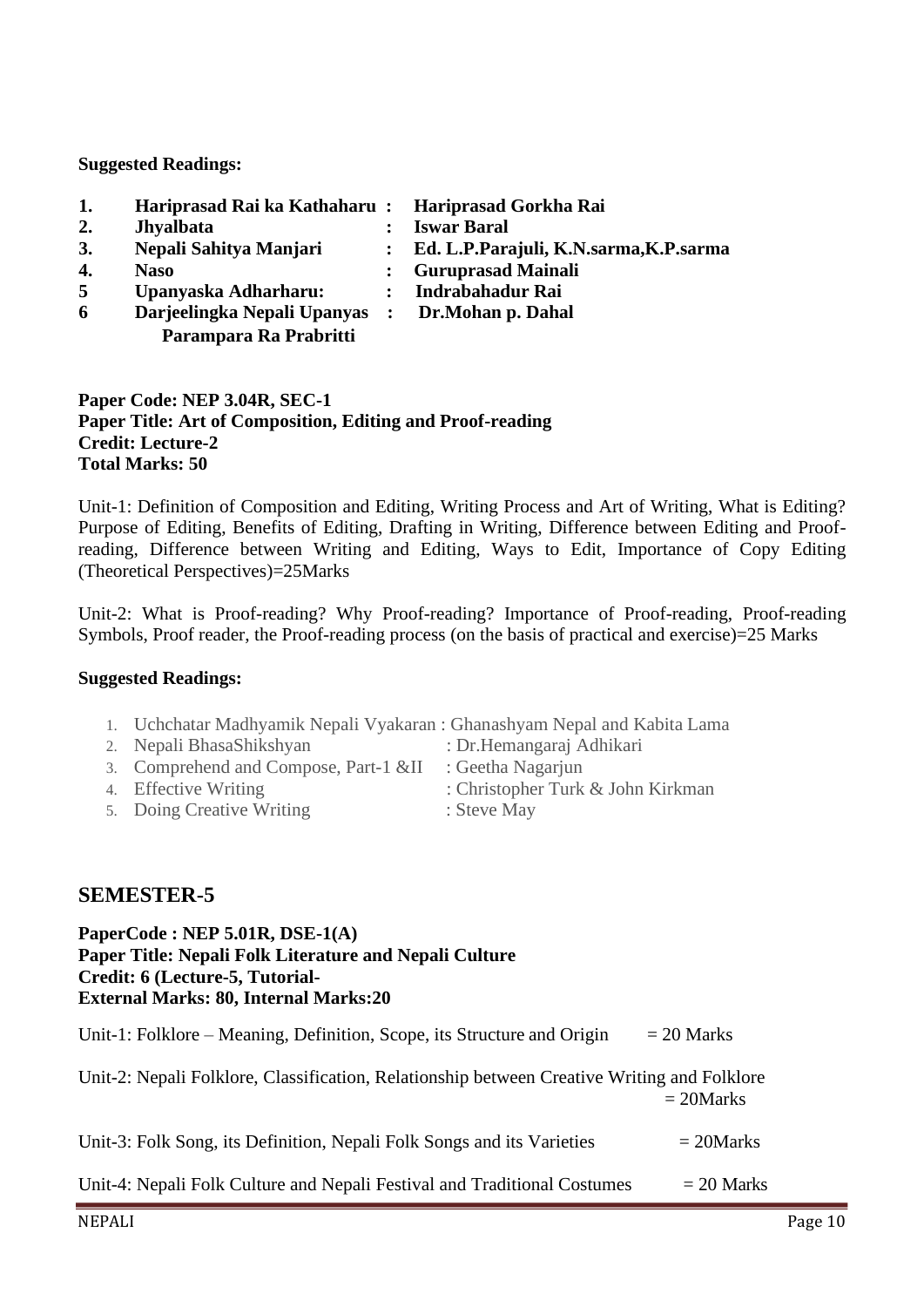**Suggested Readings:**

| | | | |
|---|---|---|---|
| **1.** | **Hariprasad Rai ka Kathaharu** | **:** | **Hariprasad Gorkha Rai** |
| **2.** | **Jhyalbata** | **:** | **Iswar Baral** |
| **3.** | **Nepali Sahitya Manjari** | **:** | **Ed. L.P.Parajuli, K.N.sarma,K.P.sarma** |
| **4.** | **Naso** | **:** | **Guruprasad Mainali** |
| **5** | **Upanyaska Adharharu:** | **:** | **Indrabahadur Rai** |
| **6** | **Darjeelingka Nepali Upanyas Parampara Ra Prabritti** | **:** | **Dr.Mohan p. Dahal** |

**Paper Code: NEP 3.04R, SEC-1**
**Paper Title: Art of Composition, Editing and Proof-reading**
**Credit: Lecture-2**
**Total Marks: 50**

Unit-1: Definition of Composition and Editing, Writing Process and Art of Writing, What is Editing? Purpose of Editing, Benefits of Editing, Drafting in Writing, Difference between Editing and Proof-reading, Difference between Writing and Editing, Ways to Edit, Importance of Copy Editing (Theoretical Perspectives)=25Marks

Unit-2: What is Proof-reading? Why Proof-reading? Importance of Proof-reading, Proof-reading Symbols, Proof reader, the Proof-reading process (on the basis of practical and exercise)=25 Marks

**Suggested Readings:**

1. Uchchatar Madhyamik Nepali Vyakaran : Ghanashyam Nepal and Kabita Lama
2. Nepali BhasaShikshyan : Dr.Hemangaraj Adhikari
3. Comprehend and Compose, Part-1 &II : Geetha Nagarjun
4. Effective Writing : Christopher Turk & John Kirkman
5. Doing Creative Writing : Steve May

## SEMESTER-5

**PaperCode : NEP 5.01R, DSE-1(A)**
**Paper Title: Nepali Folk Literature and Nepali Culture**
**Credit: 6 (Lecture-5, Tutorial-**
**External Marks: 80, Internal Marks:20**

Unit-1: Folklore – Meaning, Definition, Scope, its Structure and Origin = 20 Marks

Unit-2: Nepali Folklore, Classification, Relationship between Creative Writing and Folklore = 20Marks

Unit-3: Folk Song, its Definition, Nepali Folk Songs and its Varieties = 20Marks

Unit-4: Nepali Folk Culture and Nepali Festival and Traditional Costumes = 20 Marks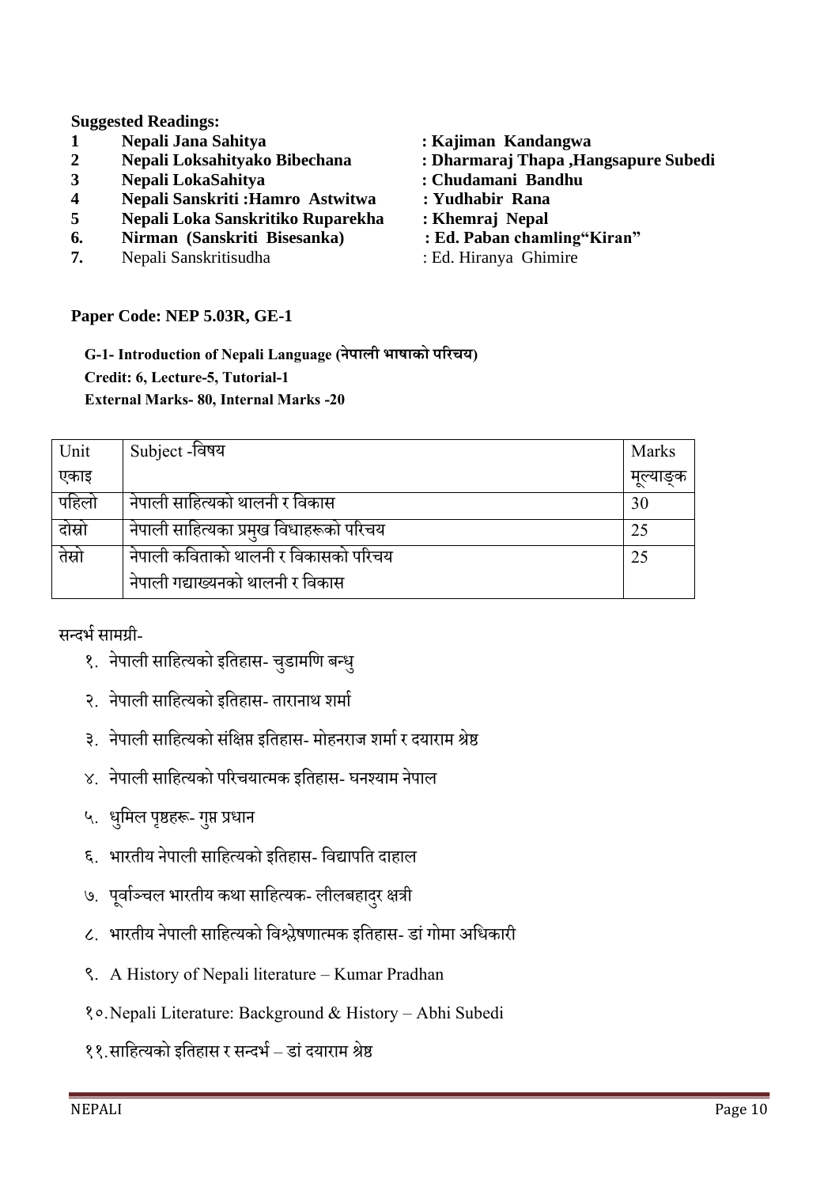**Suggested Readings:**

| | | |
|---|---|---|
| **1** | **Nepali Jana Sahitya** | **: Kajiman Kandangwa** |
| **2** | **Nepali Loksahityako Bibechana** | **: Dharmaraj Thapa ,Hangsapure Subedi** |
| **3** | **Nepali LokaSahitya** | **: Chudamani Bandhu** |
| **4** | **Nepali Sanskriti :Hamro Astwitwa** | **: Yudhabir Rana** |
| **5** | **Nepali Loka Sanskritiko Ruparekha** | **: Khemraj Nepal** |
| **6.** | **Nirman (Sanskriti Bisesanka)** | **: Ed. Paban chamling"Kiran"** |
| **7.** | Nepali Sanskritisudha | : Ed. Hiranya Ghimire |

**Paper Code: NEP 5.03R, GE-1**

**G-1- Introduction of Nepali Language (नेपाली भाषाको परिचय)**
**Credit: 6, Lecture-5, Tutorial-1**
**External Marks- 80, Internal Marks -20**

| Unit एकाइ | Subject -विषय | Marks मूल्याङ्क |
|---|---|---|
| पहिलो | नेपाली साहित्यको थालनी र विकास | 30 |
| दोस्रो | नेपाली साहित्यका प्रमुख विधाहरूको परिचय | 25 |
| तेस्रो | नेपाली कविताको थालनी र विकासको परिचय<br>नेपाली गद्याख्यनको थालनी र विकास | 25 |

सन्दर्भ सामग्री-

१. नेपाली साहित्यको इतिहास- चुडामणि बन्धु

२. नेपाली साहित्यको इतिहास- तारानाथ शर्मा

३. नेपाली साहित्यको संक्षिप्त इतिहास- मोहनराज शर्मा र दयाराम श्रेष्ठ

४. नेपाली साहित्यको परिचयात्मक इतिहास- घनश्याम नेपाल

५. धुमिल पृष्ठहरू- गुप्त प्रधान

६. भारतीय नेपाली साहित्यको इतिहास- विद्यापति दाहाल

७. पूर्वाञ्चल भारतीय कथा साहित्यक- लीलबहादुर क्षत्री

८. भारतीय नेपाली साहित्यको विश्लेषणात्मक इतिहास- डां गोमा अधिकारी

९. A History of Nepali literature – Kumar Pradhan

१०. Nepali Literature: Background & History – Abhi Subedi

११. साहित्यको इतिहास र सन्दर्भ – डां दयाराम श्रेष्ठ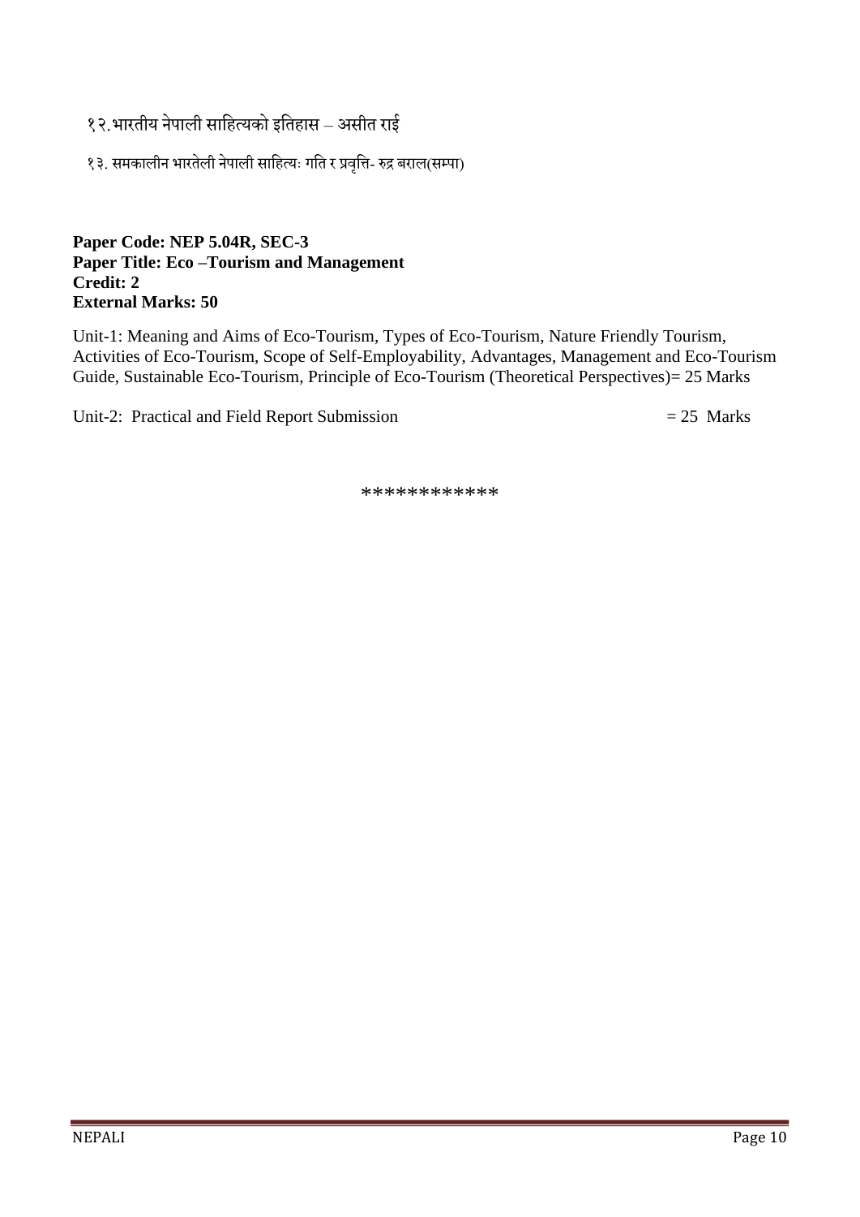१२. भारतीय नेपाली साहित्यको इतिहास – असीत राई

१३. समकालीन भारतेली नेपाली साहित्यः गति र प्रवृत्ति- रुद्र बराल(सम्पा)

**Paper Code: NEP 5.04R, SEC-3**
**Paper Title: Eco –Tourism and Management**
**Credit: 2**
**External Marks: 50**

Unit-1: Meaning and Aims of Eco-Tourism, Types of Eco-Tourism, Nature Friendly Tourism, Activities of Eco-Tourism, Scope of Self-Employability, Advantages, Management and Eco-Tourism Guide, Sustainable Eco-Tourism, Principle of Eco-Tourism (Theoretical Perspectives)= 25 Marks

Unit-2: Practical and Field Report Submission = 25 Marks

************